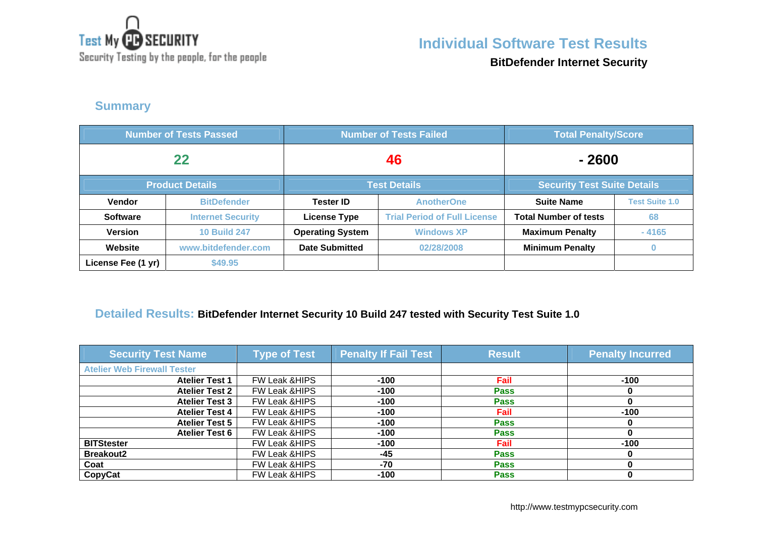Test My PC SECURITY
Security Testing by the people, for the people

# Individual Software Test Results

**BitDefender Internet Security**

## Summary

| Number of Tests Passed | | Number of Tests Failed | | Total Penalty/Score | |
|---|---|---|---|---|---|
| 22 | | 46 | | - 2600 | |
| **Product Details** | | **Test Details** | | **Security Test Suite Details** | |
| **Vendor** | BitDefender | **Tester ID** | AnotherOne | **Suite Name** | Test Suite 1.0 |
| **Software** | Internet Security | **License Type** | Trial Period of Full License | **Total Number of tests** | 68 |
| **Version** | 10 Build 247 | **Operating System** | Windows XP | **Maximum Penalty** | - 4165 |
| **Website** | www.bitdefender.com | **Date Submitted** | 02/28/2008 | **Minimum Penalty** | 0 |
| **License Fee (1 yr)** | $49.95 | | | | |

## Detailed Results: **BitDefender Internet Security 10 Build 247 tested with Security Test Suite 1.0**

| Security Test Name | Type of Test | Penalty If Fail Test | Result | Penalty Incurred |
|---|---|---|---|---|
| Atelier Web Firewall Tester | | | | |
| **Atelier Test 1** | FW Leak &HIPS | **-100** | Fail | **-100** |
| **Atelier Test 2** | FW Leak &HIPS | **-100** | Pass | **0** |
| **Atelier Test 3** | FW Leak &HIPS | **-100** | Pass | **0** |
| **Atelier Test 4** | FW Leak &HIPS | **-100** | Fail | **-100** |
| **Atelier Test 5** | FW Leak &HIPS | **-100** | Pass | **0** |
| **Atelier Test 6** | FW Leak &HIPS | **-100** | Pass | **0** |
| **BITStester** | FW Leak &HIPS | **-100** | Fail | **-100** |
| **Breakout2** | FW Leak &HIPS | **-45** | Pass | **0** |
| **Coat** | FW Leak &HIPS | **-70** | Pass | **0** |
| **CopyCat** | FW Leak &HIPS | **-100** | Pass | **0** |

http://www.testmypcsecurity.com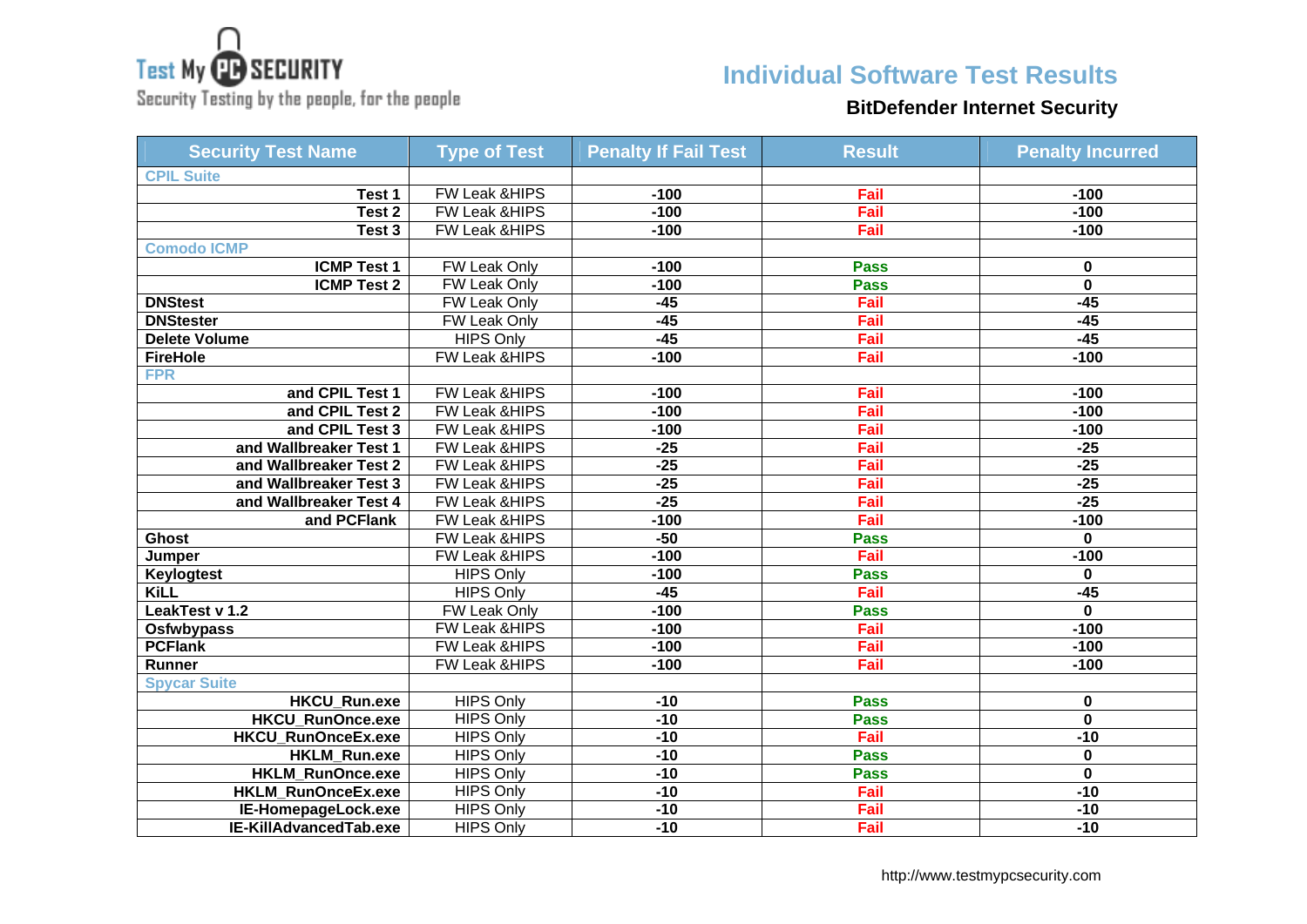Test My PC SECURITY
Security Testing by the people, for the people

# Individual Software Test Results

## BitDefender Internet Security

| Security Test Name | Type of Test | Penalty If Fail Test | Result | Penalty Incurred |
|---|---|---|---|---|
| CPIL Suite | | | | |
| Test 1 | FW Leak &HIPS | -100 | Fail | -100 |
| Test 2 | FW Leak &HIPS | -100 | Fail | -100 |
| Test 3 | FW Leak &HIPS | -100 | Fail | -100 |
| Comodo ICMP | | | | |
| ICMP Test 1 | FW Leak Only | -100 | Pass | 0 |
| ICMP Test 2 | FW Leak Only | -100 | Pass | 0 |
| DNStest | FW Leak Only | -45 | Fail | -45 |
| DNStester | FW Leak Only | -45 | Fail | -45 |
| Delete Volume | HIPS Only | -45 | Fail | -45 |
| FireHole | FW Leak &HIPS | -100 | Fail | -100 |
| FPR | | | | |
| and CPIL Test 1 | FW Leak &HIPS | -100 | Fail | -100 |
| and CPIL Test 2 | FW Leak &HIPS | -100 | Fail | -100 |
| and CPIL Test 3 | FW Leak &HIPS | -100 | Fail | -100 |
| and Wallbreaker Test 1 | FW Leak &HIPS | -25 | Fail | -25 |
| and Wallbreaker Test 2 | FW Leak &HIPS | -25 | Fail | -25 |
| and Wallbreaker Test 3 | FW Leak &HIPS | -25 | Fail | -25 |
| and Wallbreaker Test 4 | FW Leak &HIPS | -25 | Fail | -25 |
| and PCFlank | FW Leak &HIPS | -100 | Fail | -100 |
| Ghost | FW Leak &HIPS | -50 | Pass | 0 |
| Jumper | FW Leak &HIPS | -100 | Fail | -100 |
| Keylogtest | HIPS Only | -100 | Pass | 0 |
| KiLL | HIPS Only | -45 | Fail | -45 |
| LeakTest v 1.2 | FW Leak Only | -100 | Pass | 0 |
| Osfwbypass | FW Leak &HIPS | -100 | Fail | -100 |
| PCFlank | FW Leak &HIPS | -100 | Fail | -100 |
| Runner | FW Leak &HIPS | -100 | Fail | -100 |
| Spycar Suite | | | | |
| HKCU_Run.exe | HIPS Only | -10 | Pass | 0 |
| HKCU_RunOnce.exe | HIPS Only | -10 | Pass | 0 |
| HKCU_RunOnceEx.exe | HIPS Only | -10 | Fail | -10 |
| HKLM_Run.exe | HIPS Only | -10 | Pass | 0 |
| HKLM_RunOnce.exe | HIPS Only | -10 | Pass | 0 |
| HKLM_RunOnceEx.exe | HIPS Only | -10 | Fail | -10 |
| IE-HomepageLock.exe | HIPS Only | -10 | Fail | -10 |
| IE-KillAdvancedTab.exe | HIPS Only | -10 | Fail | -10 |

http://www.testmypcsecurity.com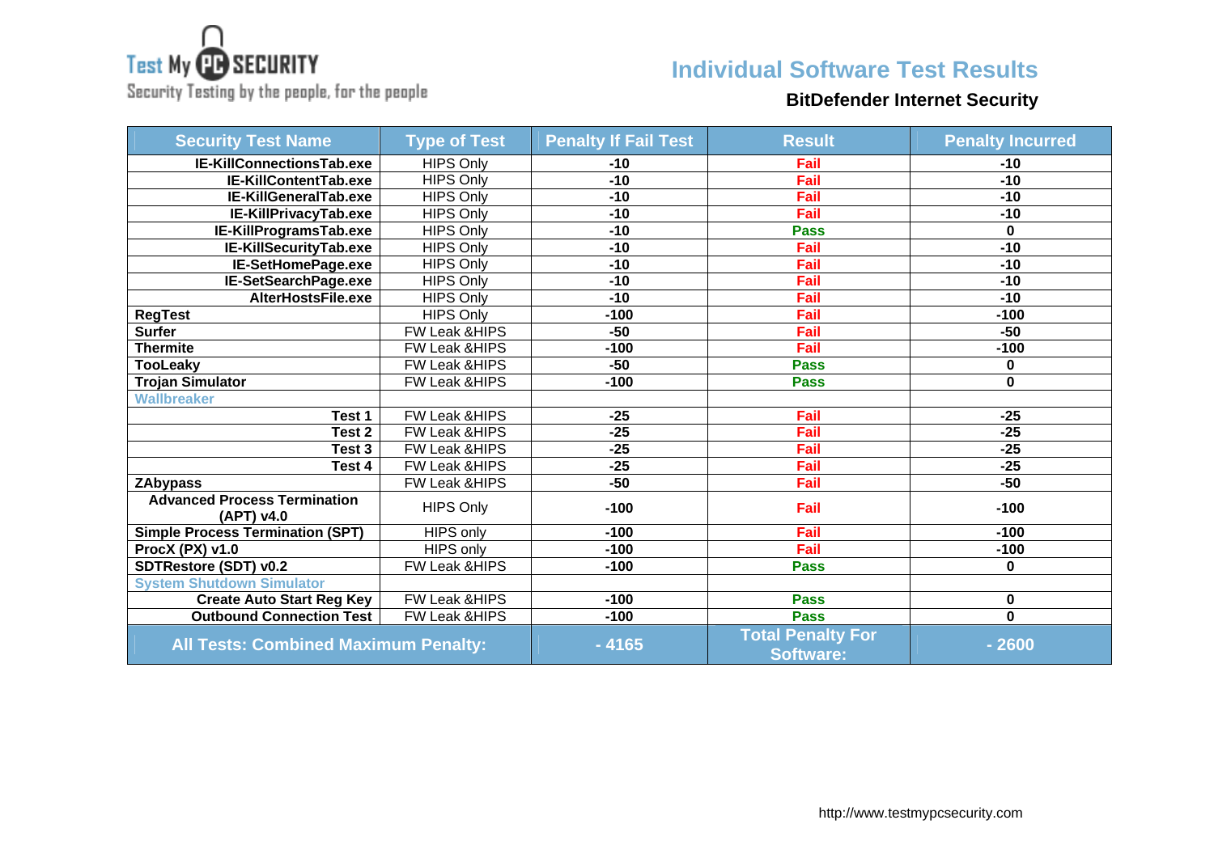Test My PC SECURITY
Security Testing by the people, for the people

# Individual Software Test Results

## BitDefender Internet Security

| Security Test Name | Type of Test | Penalty If Fail Test | Result | Penalty Incurred |
|---|---|---|---|---|
| IE-KillConnectionsTab.exe | HIPS Only | -10 | Fail | -10 |
| IE-KillContentTab.exe | HIPS Only | -10 | Fail | -10 |
| IE-KillGeneralTab.exe | HIPS Only | -10 | Fail | -10 |
| IE-KillPrivacyTab.exe | HIPS Only | -10 | Fail | -10 |
| IE-KillProgramsTab.exe | HIPS Only | -10 | Pass | 0 |
| IE-KillSecurityTab.exe | HIPS Only | -10 | Fail | -10 |
| IE-SetHomePage.exe | HIPS Only | -10 | Fail | -10 |
| IE-SetSearchPage.exe | HIPS Only | -10 | Fail | -10 |
| AlterHostsFile.exe | HIPS Only | -10 | Fail | -10 |
| RegTest | HIPS Only | -100 | Fail | -100 |
| Surfer | FW Leak &HIPS | -50 | Fail | -50 |
| Thermite | FW Leak &HIPS | -100 | Fail | -100 |
| TooLeaky | FW Leak &HIPS | -50 | Pass | 0 |
| Trojan Simulator | FW Leak &HIPS | -100 | Pass | 0 |
| Wallbreaker | | | | |
| Test 1 | FW Leak &HIPS | -25 | Fail | -25 |
| Test 2 | FW Leak &HIPS | -25 | Fail | -25 |
| Test 3 | FW Leak &HIPS | -25 | Fail | -25 |
| Test 4 | FW Leak &HIPS | -25 | Fail | -25 |
| ZAbypass | FW Leak &HIPS | -50 | Fail | -50 |
| Advanced Process Termination (APT) v4.0 | HIPS Only | -100 | Fail | -100 |
| Simple Process Termination (SPT) | HIPS only | -100 | Fail | -100 |
| ProcX (PX) v1.0 | HIPS only | -100 | Fail | -100 |
| SDTRestore (SDT) v0.2 | FW Leak &HIPS | -100 | Pass | 0 |
| System Shutdown Simulator | | | | |
| Create Auto Start Reg Key | FW Leak &HIPS | -100 | Pass | 0 |
| Outbound Connection Test | FW Leak &HIPS | -100 | Pass | 0 |
| **All Tests: Combined Maximum Penalty:** | | **- 4165** | **Total Penalty For Software:** | **- 2600** |

http://www.testmypcsecurity.com